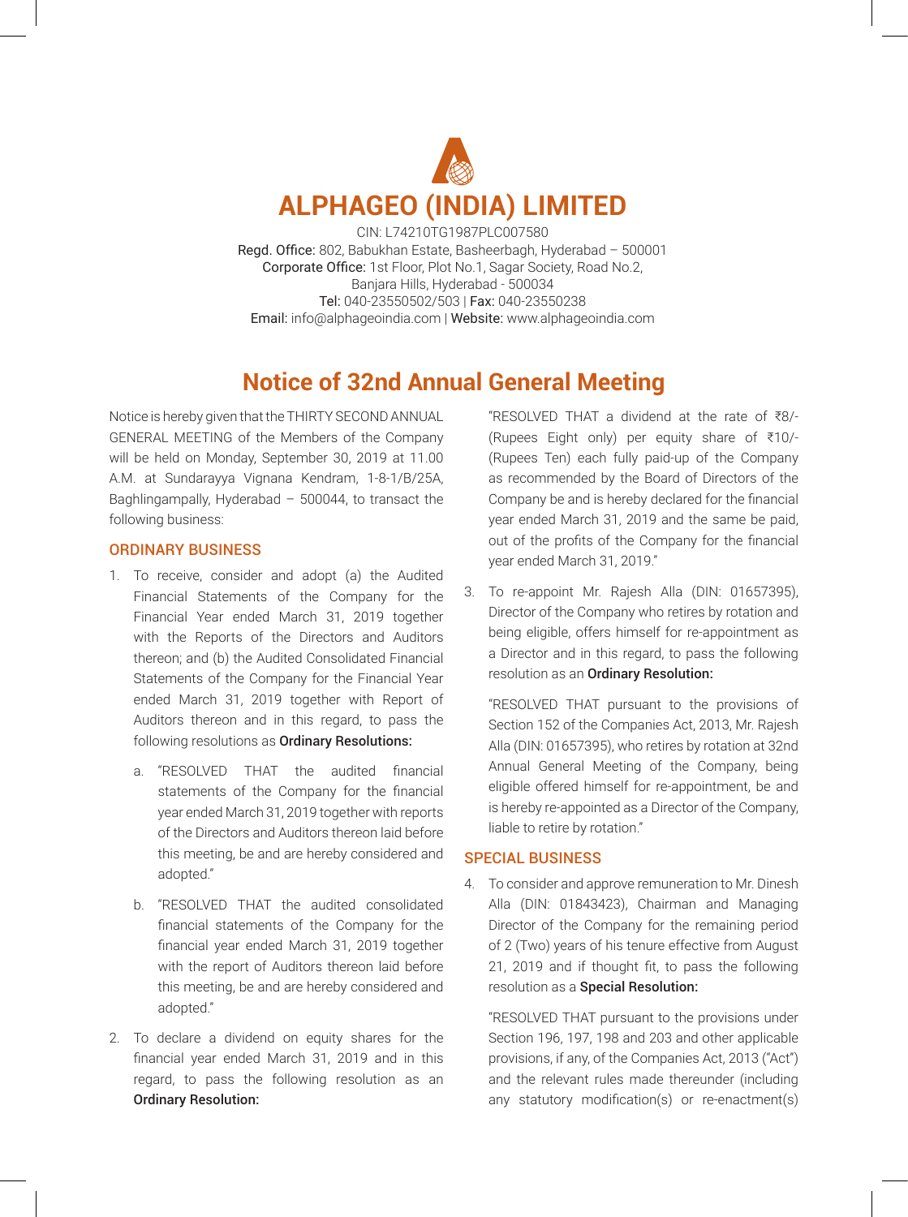# ALPHAGEO (INDIA) LIMITED

CIN: L74210TG1987PLC007580
Regd. Office: 802, Babukhan Estate, Basheerbagh, Hyderabad – 500001
Corporate Office: 1st Floor, Plot No.1, Sagar Society, Road No.2, Banjara Hills, Hyderabad - 500034
Tel: 040-23550502/503 | Fax: 040-23550238
Email: info@alphageoindia.com | Website: www.alphageoindia.com

## Notice of 32nd Annual General Meeting

Notice is hereby given that the THIRTY SECOND ANNUAL GENERAL MEETING of the Members of the Company will be held on Monday, September 30, 2019 at 11.00 A.M. at Sundarayya Vignana Kendram, 1-8-1/B/25A, Baghlingampally, Hyderabad – 500044, to transact the following business:

### ORDINARY BUSINESS

1. To receive, consider and adopt (a) the Audited Financial Statements of the Company for the Financial Year ended March 31, 2019 together with the Reports of the Directors and Auditors thereon; and (b) the Audited Consolidated Financial Statements of the Company for the Financial Year ended March 31, 2019 together with Report of Auditors thereon and in this regard, to pass the following resolutions as **Ordinary Resolutions:**

   a. "RESOLVED THAT the audited financial statements of the Company for the financial year ended March 31, 2019 together with reports of the Directors and Auditors thereon laid before this meeting, be and are hereby considered and adopted."

   b. "RESOLVED THAT the audited consolidated financial statements of the Company for the financial year ended March 31, 2019 together with the report of Auditors thereon laid before this meeting, be and are hereby considered and adopted."

2. To declare a dividend on equity shares for the financial year ended March 31, 2019 and in this regard, to pass the following resolution as an **Ordinary Resolution:**

   "RESOLVED THAT a dividend at the rate of ₹8/- (Rupees Eight only) per equity share of ₹10/- (Rupees Ten) each fully paid-up of the Company as recommended by the Board of Directors of the Company be and is hereby declared for the financial year ended March 31, 2019 and the same be paid, out of the profits of the Company for the financial year ended March 31, 2019."

3. To re-appoint Mr. Rajesh Alla (DIN: 01657395), Director of the Company who retires by rotation and being eligible, offers himself for re-appointment as a Director and in this regard, to pass the following resolution as an **Ordinary Resolution:**

   "RESOLVED THAT pursuant to the provisions of Section 152 of the Companies Act, 2013, Mr. Rajesh Alla (DIN: 01657395), who retires by rotation at 32nd Annual General Meeting of the Company, being eligible offered himself for re-appointment, be and is hereby re-appointed as a Director of the Company, liable to retire by rotation."

### SPECIAL BUSINESS

4. To consider and approve remuneration to Mr. Dinesh Alla (DIN: 01843423), Chairman and Managing Director of the Company for the remaining period of 2 (Two) years of his tenure effective from August 21, 2019 and if thought fit, to pass the following resolution as a **Special Resolution:**

   "RESOLVED THAT pursuant to the provisions under Section 196, 197, 198 and 203 and other applicable provisions, if any, of the Companies Act, 2013 ("Act") and the relevant rules made thereunder (including any statutory modification(s) or re-enactment(s)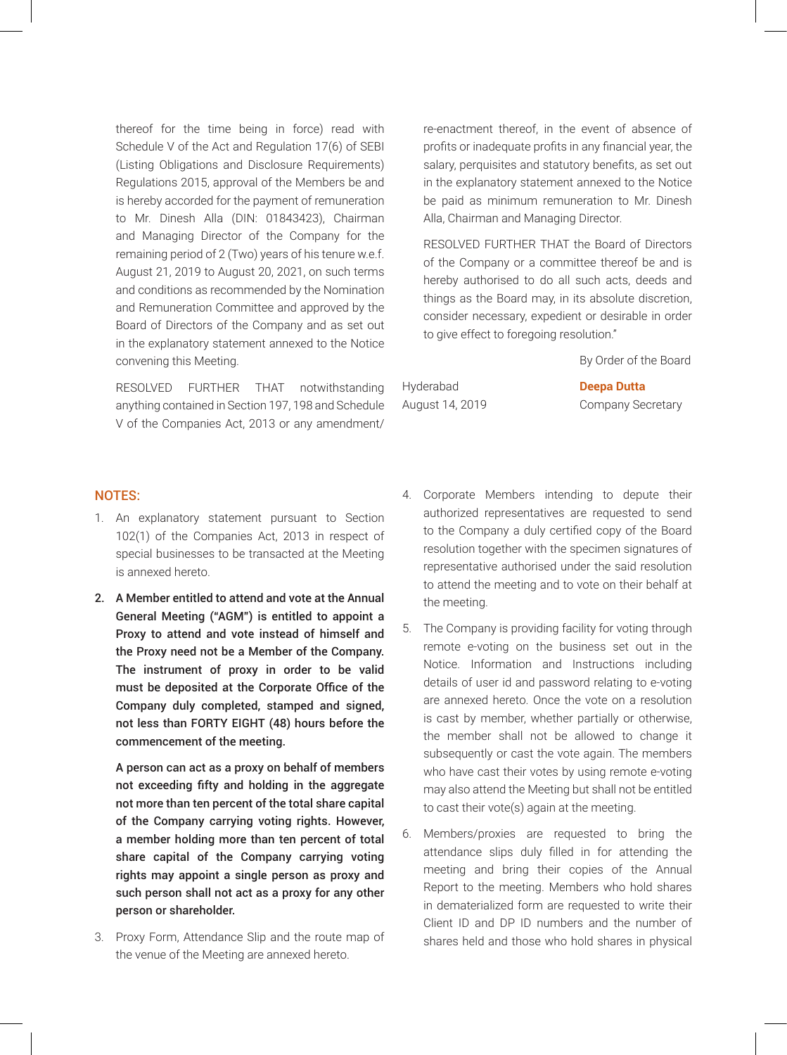thereof for the time being in force) read with Schedule V of the Act and Regulation 17(6) of SEBI (Listing Obligations and Disclosure Requirements) Regulations 2015, approval of the Members be and is hereby accorded for the payment of remuneration to Mr. Dinesh Alla (DIN: 01843423), Chairman and Managing Director of the Company for the remaining period of 2 (Two) years of his tenure w.e.f. August 21, 2019 to August 20, 2021, on such terms and conditions as recommended by the Nomination and Remuneration Committee and approved by the Board of Directors of the Company and as set out in the explanatory statement annexed to the Notice convening this Meeting.

RESOLVED FURTHER THAT notwithstanding anything contained in Section 197, 198 and Schedule V of the Companies Act, 2013 or any amendment/ re-enactment thereof, in the event of absence of profits or inadequate profits in any financial year, the salary, perquisites and statutory benefits, as set out in the explanatory statement annexed to the Notice be paid as minimum remuneration to Mr. Dinesh Alla, Chairman and Managing Director.

RESOLVED FURTHER THAT the Board of Directors of the Company or a committee thereof be and is hereby authorised to do all such acts, deeds and things as the Board may, in its absolute discretion, consider necessary, expedient or desirable in order to give effect to foregoing resolution."

By Order of the Board

Hyderabad
August 14, 2019

**Deepa Dutta**
Company Secretary

## NOTES:

1. An explanatory statement pursuant to Section 102(1) of the Companies Act, 2013 in respect of special businesses to be transacted at the Meeting is annexed hereto.

2. **A Member entitled to attend and vote at the Annual General Meeting ("AGM") is entitled to appoint a Proxy to attend and vote instead of himself and the Proxy need not be a Member of the Company. The instrument of proxy in order to be valid must be deposited at the Corporate Office of the Company duly completed, stamped and signed, not less than FORTY EIGHT (48) hours before the commencement of the meeting.**

   **A person can act as a proxy on behalf of members not exceeding fifty and holding in the aggregate not more than ten percent of the total share capital of the Company carrying voting rights. However, a member holding more than ten percent of total share capital of the Company carrying voting rights may appoint a single person as proxy and such person shall not act as a proxy for any other person or shareholder.**

3. Proxy Form, Attendance Slip and the route map of the venue of the Meeting are annexed hereto.

4. Corporate Members intending to depute their authorized representatives are requested to send to the Company a duly certified copy of the Board resolution together with the specimen signatures of representative authorised under the said resolution to attend the meeting and to vote on their behalf at the meeting.

5. The Company is providing facility for voting through remote e-voting on the business set out in the Notice. Information and Instructions including details of user id and password relating to e-voting are annexed hereto. Once the vote on a resolution is cast by member, whether partially or otherwise, the member shall not be allowed to change it subsequently or cast the vote again. The members who have cast their votes by using remote e-voting may also attend the Meeting but shall not be entitled to cast their vote(s) again at the meeting.

6. Members/proxies are requested to bring the attendance slips duly filled in for attending the meeting and bring their copies of the Annual Report to the meeting. Members who hold shares in dematerialized form are requested to write their Client ID and DP ID numbers and the number of shares held and those who hold shares in physical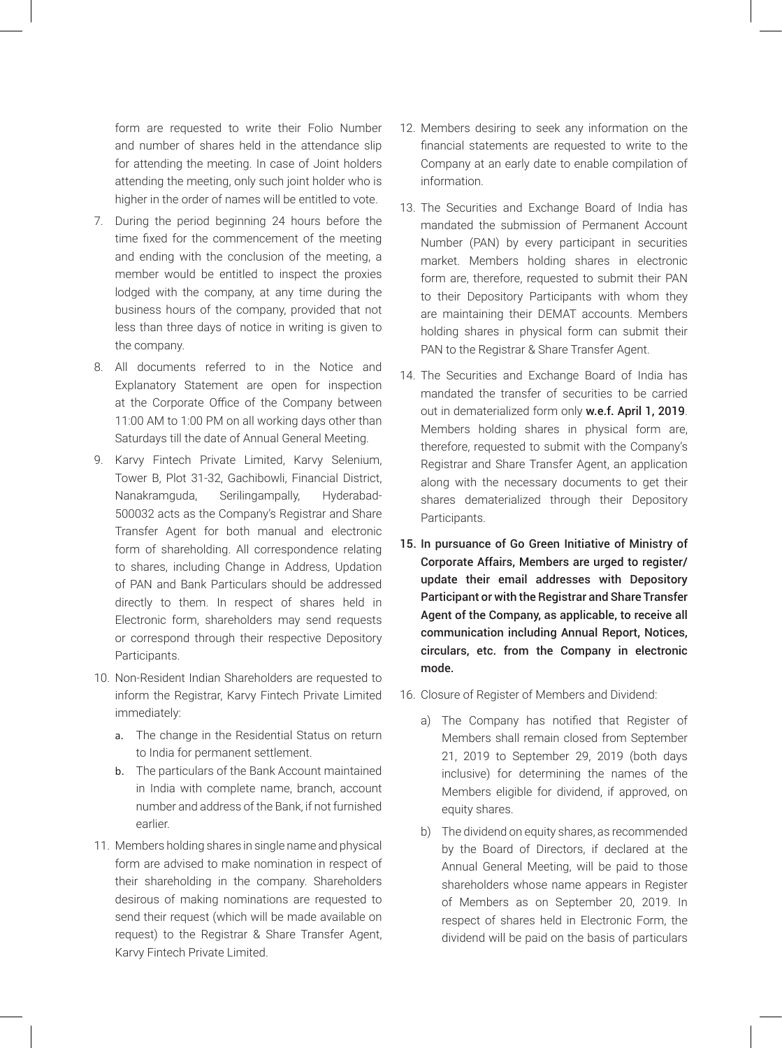form are requested to write their Folio Number and number of shares held in the attendance slip for attending the meeting. In case of Joint holders attending the meeting, only such joint holder who is higher in the order of names will be entitled to vote.

7. During the period beginning 24 hours before the time fixed for the commencement of the meeting and ending with the conclusion of the meeting, a member would be entitled to inspect the proxies lodged with the company, at any time during the business hours of the company, provided that not less than three days of notice in writing is given to the company.

8. All documents referred to in the Notice and Explanatory Statement are open for inspection at the Corporate Office of the Company between 11:00 AM to 1:00 PM on all working days other than Saturdays till the date of Annual General Meeting.

9. Karvy Fintech Private Limited, Karvy Selenium, Tower B, Plot 31-32, Gachibowli, Financial District, Nanakramguda, Serilingampally, Hyderabad-500032 acts as the Company's Registrar and Share Transfer Agent for both manual and electronic form of shareholding. All correspondence relating to shares, including Change in Address, Updation of PAN and Bank Particulars should be addressed directly to them. In respect of shares held in Electronic form, shareholders may send requests or correspond through their respective Depository Participants.

10. Non-Resident Indian Shareholders are requested to inform the Registrar, Karvy Fintech Private Limited immediately:

    a. The change in the Residential Status on return to India for permanent settlement.

    b. The particulars of the Bank Account maintained in India with complete name, branch, account number and address of the Bank, if not furnished earlier.

11. Members holding shares in single name and physical form are advised to make nomination in respect of their shareholding in the company. Shareholders desirous of making nominations are requested to send their request (which will be made available on request) to the Registrar & Share Transfer Agent, Karvy Fintech Private Limited.

12. Members desiring to seek any information on the financial statements are requested to write to the Company at an early date to enable compilation of information.

13. The Securities and Exchange Board of India has mandated the submission of Permanent Account Number (PAN) by every participant in securities market. Members holding shares in electronic form are, therefore, requested to submit their PAN to their Depository Participants with whom they are maintaining their DEMAT accounts. Members holding shares in physical form can submit their PAN to the Registrar & Share Transfer Agent.

14. The Securities and Exchange Board of India has mandated the transfer of securities to be carried out in dematerialized form only **w.e.f. April 1, 2019**. Members holding shares in physical form are, therefore, requested to submit with the Company's Registrar and Share Transfer Agent, an application along with the necessary documents to get their shares dematerialized through their Depository Participants.

15. **In pursuance of Go Green Initiative of Ministry of Corporate Affairs, Members are urged to register/ update their email addresses with Depository Participant or with the Registrar and Share Transfer Agent of the Company, as applicable, to receive all communication including Annual Report, Notices, circulars, etc. from the Company in electronic mode.**

16. Closure of Register of Members and Dividend:

    a) The Company has notified that Register of Members shall remain closed from September 21, 2019 to September 29, 2019 (both days inclusive) for determining the names of the Members eligible for dividend, if approved, on equity shares.

    b) The dividend on equity shares, as recommended by the Board of Directors, if declared at the Annual General Meeting, will be paid to those shareholders whose name appears in Register of Members as on September 20, 2019. In respect of shares held in Electronic Form, the dividend will be paid on the basis of particulars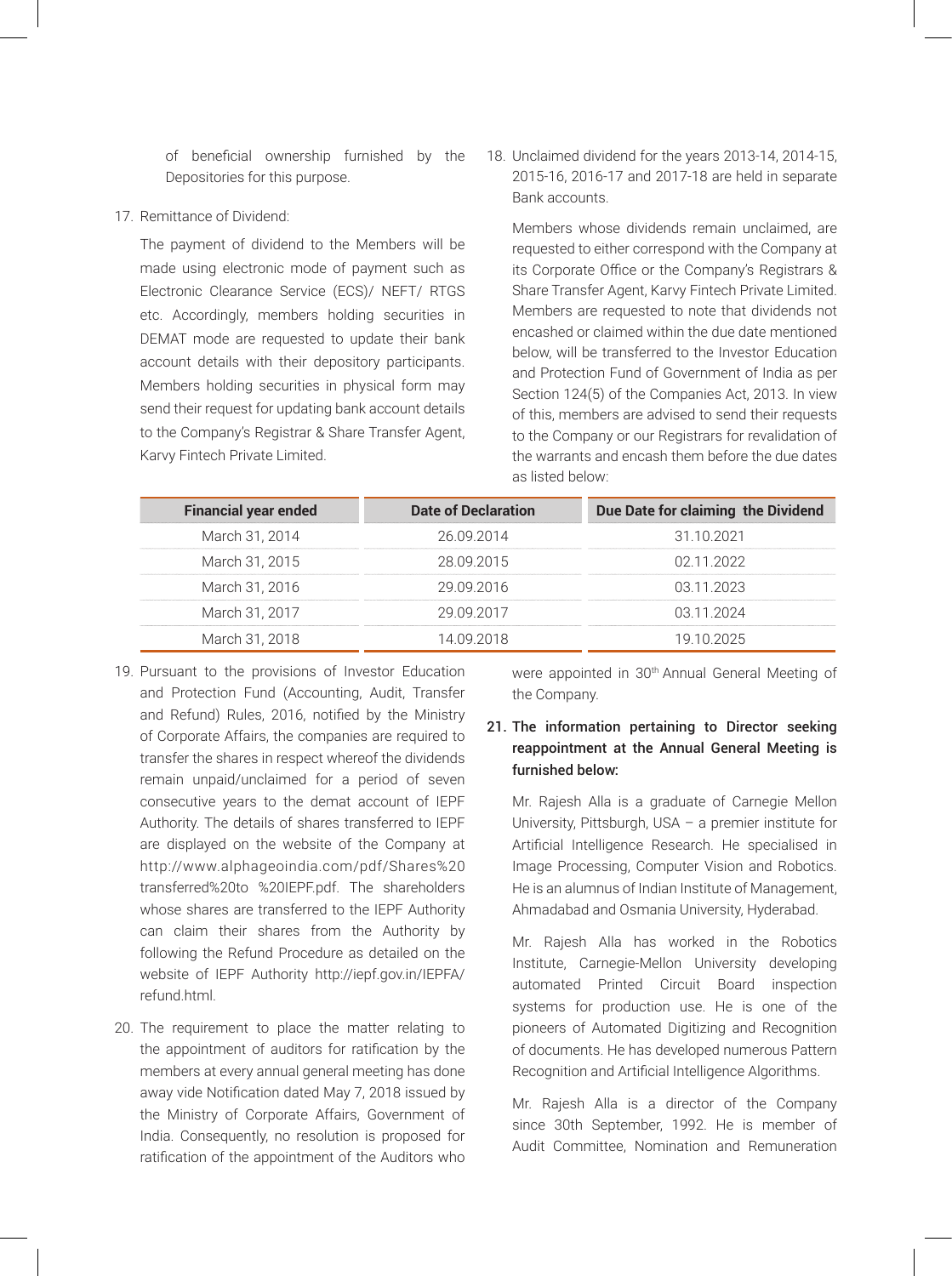of beneficial ownership furnished by the Depositories for this purpose.

17. Remittance of Dividend:

    The payment of dividend to the Members will be made using electronic mode of payment such as Electronic Clearance Service (ECS)/ NEFT/ RTGS etc. Accordingly, members holding securities in DEMAT mode are requested to update their bank account details with their depository participants. Members holding securities in physical form may send their request for updating bank account details to the Company's Registrar & Share Transfer Agent, Karvy Fintech Private Limited.

18. Unclaimed dividend for the years 2013-14, 2014-15, 2015-16, 2016-17 and 2017-18 are held in separate Bank accounts.

    Members whose dividends remain unclaimed, are requested to either correspond with the Company at its Corporate Office or the Company's Registrars & Share Transfer Agent, Karvy Fintech Private Limited. Members are requested to note that dividends not encashed or claimed within the due date mentioned below, will be transferred to the Investor Education and Protection Fund of Government of India as per Section 124(5) of the Companies Act, 2013. In view of this, members are advised to send their requests to the Company or our Registrars for revalidation of the warrants and encash them before the due dates as listed below:

| Financial year ended | Date of Declaration | Due Date for claiming the Dividend |
|---|---|---|
| March 31, 2014 | 26.09.2014 | 31.10.2021 |
| March 31, 2015 | 28.09.2015 | 02.11.2022 |
| March 31, 2016 | 29.09.2016 | 03.11.2023 |
| March 31, 2017 | 29.09.2017 | 03.11.2024 |
| March 31, 2018 | 14.09.2018 | 19.10.2025 |

19. Pursuant to the provisions of Investor Education and Protection Fund (Accounting, Audit, Transfer and Refund) Rules, 2016, notified by the Ministry of Corporate Affairs, the companies are required to transfer the shares in respect whereof the dividends remain unpaid/unclaimed for a period of seven consecutive years to the demat account of IEPF Authority. The details of shares transferred to IEPF are displayed on the website of the Company at http://www.alphageoindia.com/pdf/Shares%20 transferred%20to %20IEPF.pdf. The shareholders whose shares are transferred to the IEPF Authority can claim their shares from the Authority by following the Refund Procedure as detailed on the website of IEPF Authority http://iepf.gov.in/IEPFA/ refund.html.

20. The requirement to place the matter relating to the appointment of auditors for ratification by the members at every annual general meeting has done away vide Notification dated May 7, 2018 issued by the Ministry of Corporate Affairs, Government of India. Consequently, no resolution is proposed for ratification of the appointment of the Auditors who were appointed in 30th Annual General Meeting of the Company.

21. **The information pertaining to Director seeking reappointment at the Annual General Meeting is furnished below:**

    Mr. Rajesh Alla is a graduate of Carnegie Mellon University, Pittsburgh, USA – a premier institute for Artificial Intelligence Research. He specialised in Image Processing, Computer Vision and Robotics. He is an alumnus of Indian Institute of Management, Ahmadabad and Osmania University, Hyderabad.

    Mr. Rajesh Alla has worked in the Robotics Institute, Carnegie-Mellon University developing automated Printed Circuit Board inspection systems for production use. He is one of the pioneers of Automated Digitizing and Recognition of documents. He has developed numerous Pattern Recognition and Artificial Intelligence Algorithms.

    Mr. Rajesh Alla is a director of the Company since 30th September, 1992. He is member of Audit Committee, Nomination and Remuneration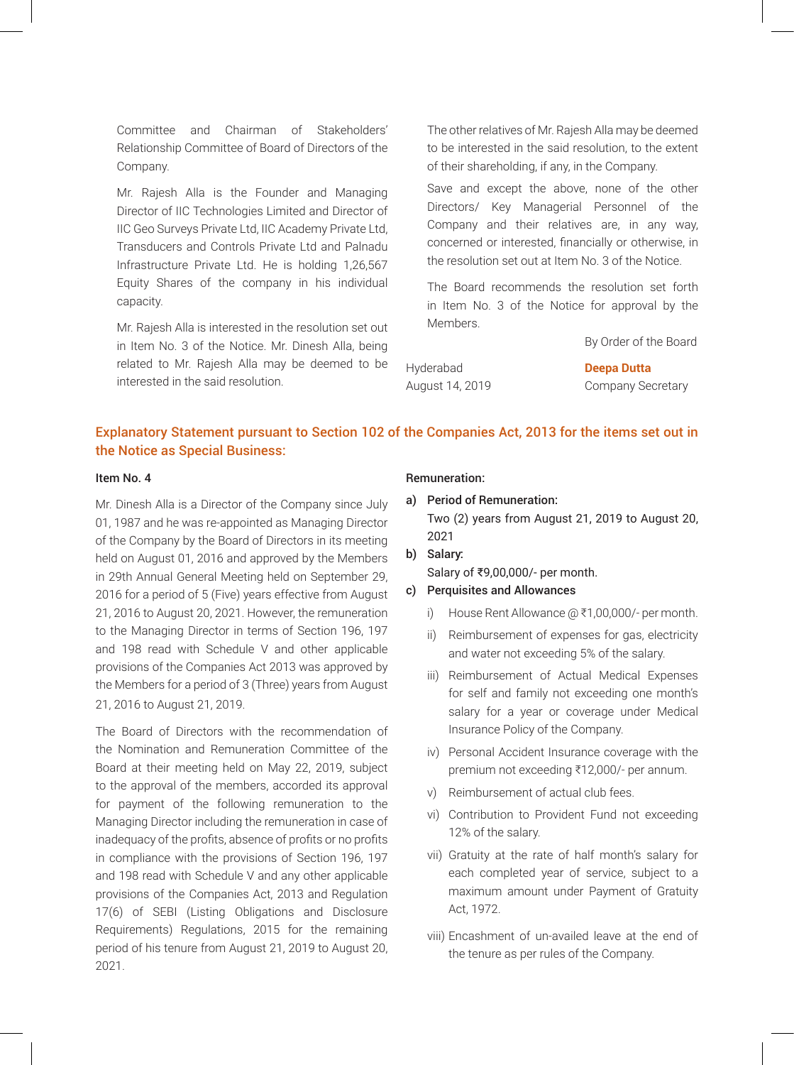Committee and Chairman of Stakeholders' Relationship Committee of Board of Directors of the Company.

Mr. Rajesh Alla is the Founder and Managing Director of IIC Technologies Limited and Director of IIC Geo Surveys Private Ltd, IIC Academy Private Ltd, Transducers and Controls Private Ltd and Palnadu Infrastructure Private Ltd. He is holding 1,26,567 Equity Shares of the company in his individual capacity.

Mr. Rajesh Alla is interested in the resolution set out in Item No. 3 of the Notice. Mr. Dinesh Alla, being related to Mr. Rajesh Alla may be deemed to be interested in the said resolution.

The other relatives of Mr. Rajesh Alla may be deemed to be interested in the said resolution, to the extent of their shareholding, if any, in the Company.

Save and except the above, none of the other Directors/ Key Managerial Personnel of the Company and their relatives are, in any way, concerned or interested, financially or otherwise, in the resolution set out at Item No. 3 of the Notice.

The Board recommends the resolution set forth in Item No. 3 of the Notice for approval by the Members.

By Order of the Board

Hyderabad
August 14, 2019

**Deepa Dutta**
Company Secretary

## Explanatory Statement pursuant to Section 102 of the Companies Act, 2013 for the items set out in the Notice as Special Business:

**Item No. 4**

Mr. Dinesh Alla is a Director of the Company since July 01, 1987 and he was re-appointed as Managing Director of the Company by the Board of Directors in its meeting held on August 01, 2016 and approved by the Members in 29th Annual General Meeting held on September 29, 2016 for a period of 5 (Five) years effective from August 21, 2016 to August 20, 2021. However, the remuneration to the Managing Director in terms of Section 196, 197 and 198 read with Schedule V and other applicable provisions of the Companies Act 2013 was approved by the Members for a period of 3 (Three) years from August 21, 2016 to August 21, 2019.

The Board of Directors with the recommendation of the Nomination and Remuneration Committee of the Board at their meeting held on May 22, 2019, subject to the approval of the members, accorded its approval for payment of the following remuneration to the Managing Director including the remuneration in case of inadequacy of the profits, absence of profits or no profits in compliance with the provisions of Section 196, 197 and 198 read with Schedule V and any other applicable provisions of the Companies Act, 2013 and Regulation 17(6) of SEBI (Listing Obligations and Disclosure Requirements) Regulations, 2015 for the remaining period of his tenure from August 21, 2019 to August 20, 2021.

**Remuneration:**

a) **Period of Remuneration:**
   Two (2) years from August 21, 2019 to August 20, 2021

b) **Salary:**
   Salary of ₹9,00,000/- per month.

c) **Perquisites and Allowances**

   i) House Rent Allowance @ ₹1,00,000/- per month.

   ii) Reimbursement of expenses for gas, electricity and water not exceeding 5% of the salary.

   iii) Reimbursement of Actual Medical Expenses for self and family not exceeding one month's salary for a year or coverage under Medical Insurance Policy of the Company.

   iv) Personal Accident Insurance coverage with the premium not exceeding ₹12,000/- per annum.

   v) Reimbursement of actual club fees.

   vi) Contribution to Provident Fund not exceeding 12% of the salary.

   vii) Gratuity at the rate of half month's salary for each completed year of service, subject to a maximum amount under Payment of Gratuity Act, 1972.

   viii) Encashment of un-availed leave at the end of the tenure as per rules of the Company.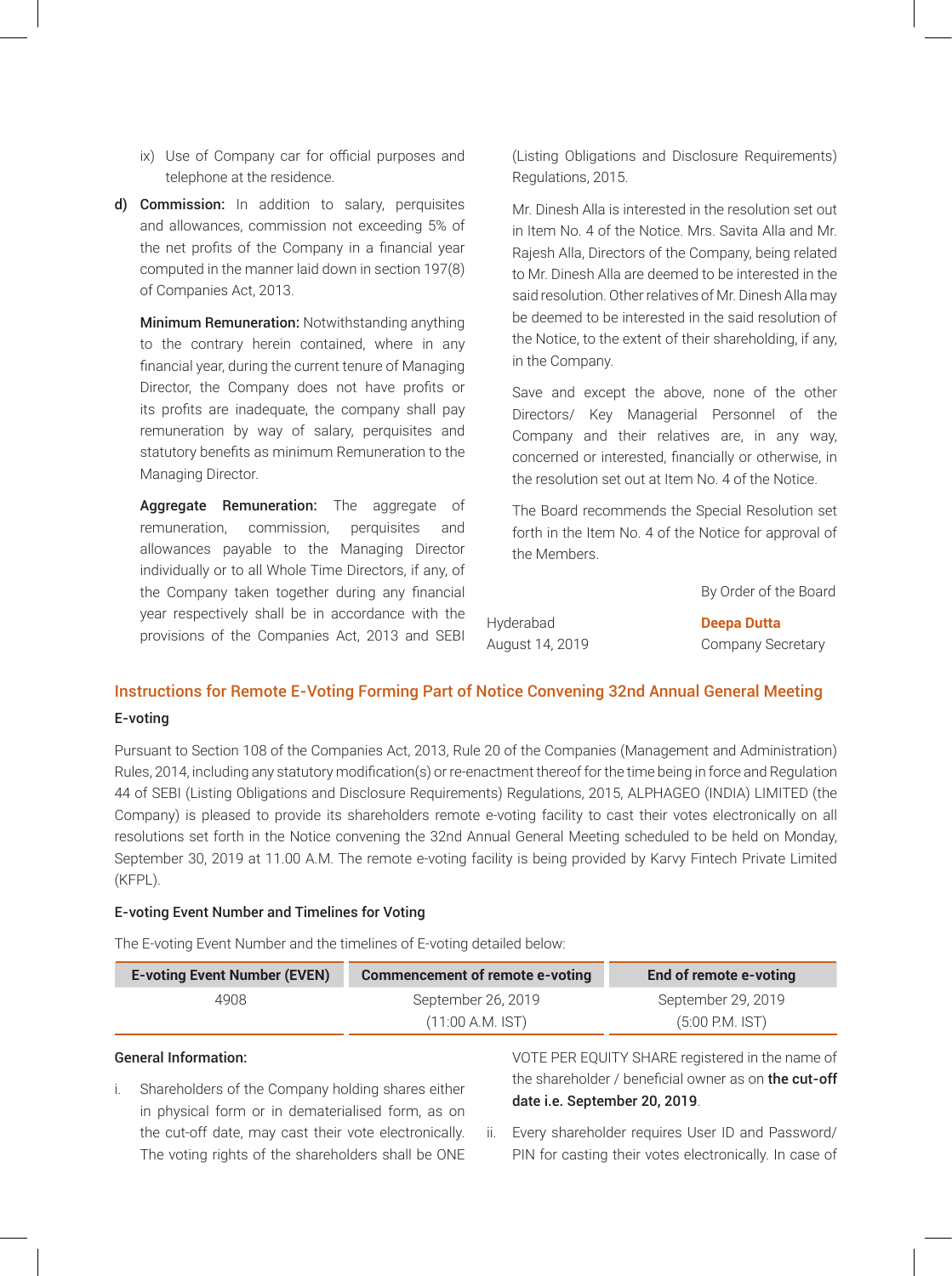ix) Use of Company car for official purposes and telephone at the residence.

**d) Commission:** In addition to salary, perquisites and allowances, commission not exceeding 5% of the net profits of the Company in a financial year computed in the manner laid down in section 197(8) of Companies Act, 2013.

**Minimum Remuneration:** Notwithstanding anything to the contrary herein contained, where in any financial year, during the current tenure of Managing Director, the Company does not have profits or its profits are inadequate, the company shall pay remuneration by way of salary, perquisites and statutory benefits as minimum Remuneration to the Managing Director.

**Aggregate Remuneration:** The aggregate of remuneration, commission, perquisites and allowances payable to the Managing Director individually or to all Whole Time Directors, if any, of the Company taken together during any financial year respectively shall be in accordance with the provisions of the Companies Act, 2013 and SEBI (Listing Obligations and Disclosure Requirements) Regulations, 2015.

Mr. Dinesh Alla is interested in the resolution set out in Item No. 4 of the Notice. Mrs. Savita Alla and Mr. Rajesh Alla, Directors of the Company, being related to Mr. Dinesh Alla are deemed to be interested in the said resolution. Other relatives of Mr. Dinesh Alla may be deemed to be interested in the said resolution of the Notice, to the extent of their shareholding, if any, in the Company.

Save and except the above, none of the other Directors/ Key Managerial Personnel of the Company and their relatives are, in any way, concerned or interested, financially or otherwise, in the resolution set out at Item No. 4 of the Notice.

The Board recommends the Special Resolution set forth in the Item No. 4 of the Notice for approval of the Members.

By Order of the Board

Hyderabad
August 14, 2019

**Deepa Dutta**
Company Secretary

## Instructions for Remote E-Voting Forming Part of Notice Convening 32nd Annual General Meeting

### E-voting

Pursuant to Section 108 of the Companies Act, 2013, Rule 20 of the Companies (Management and Administration) Rules, 2014, including any statutory modification(s) or re-enactment thereof for the time being in force and Regulation 44 of SEBI (Listing Obligations and Disclosure Requirements) Regulations, 2015, ALPHAGEO (INDIA) LIMITED (the Company) is pleased to provide its shareholders remote e-voting facility to cast their votes electronically on all resolutions set forth in the Notice convening the 32nd Annual General Meeting scheduled to be held on Monday, September 30, 2019 at 11.00 A.M. The remote e-voting facility is being provided by Karvy Fintech Private Limited (KFPL).

### E-voting Event Number and Timelines for Voting

The E-voting Event Number and the timelines of E-voting detailed below:

| E-voting Event Number (EVEN) | Commencement of remote e-voting | End of remote e-voting |
|---|---|---|
| 4908 | September 26, 2019 (11:00 A.M. IST) | September 29, 2019 (5:00 P.M. IST) |

### General Information:

i. Shareholders of the Company holding shares either in physical form or in dematerialised form, as on the cut-off date, may cast their vote electronically. The voting rights of the shareholders shall be ONE VOTE PER EQUITY SHARE registered in the name of the shareholder / beneficial owner as on **the cut-off date i.e. September 20, 2019**.

ii. Every shareholder requires User ID and Password/ PIN for casting their votes electronically. In case of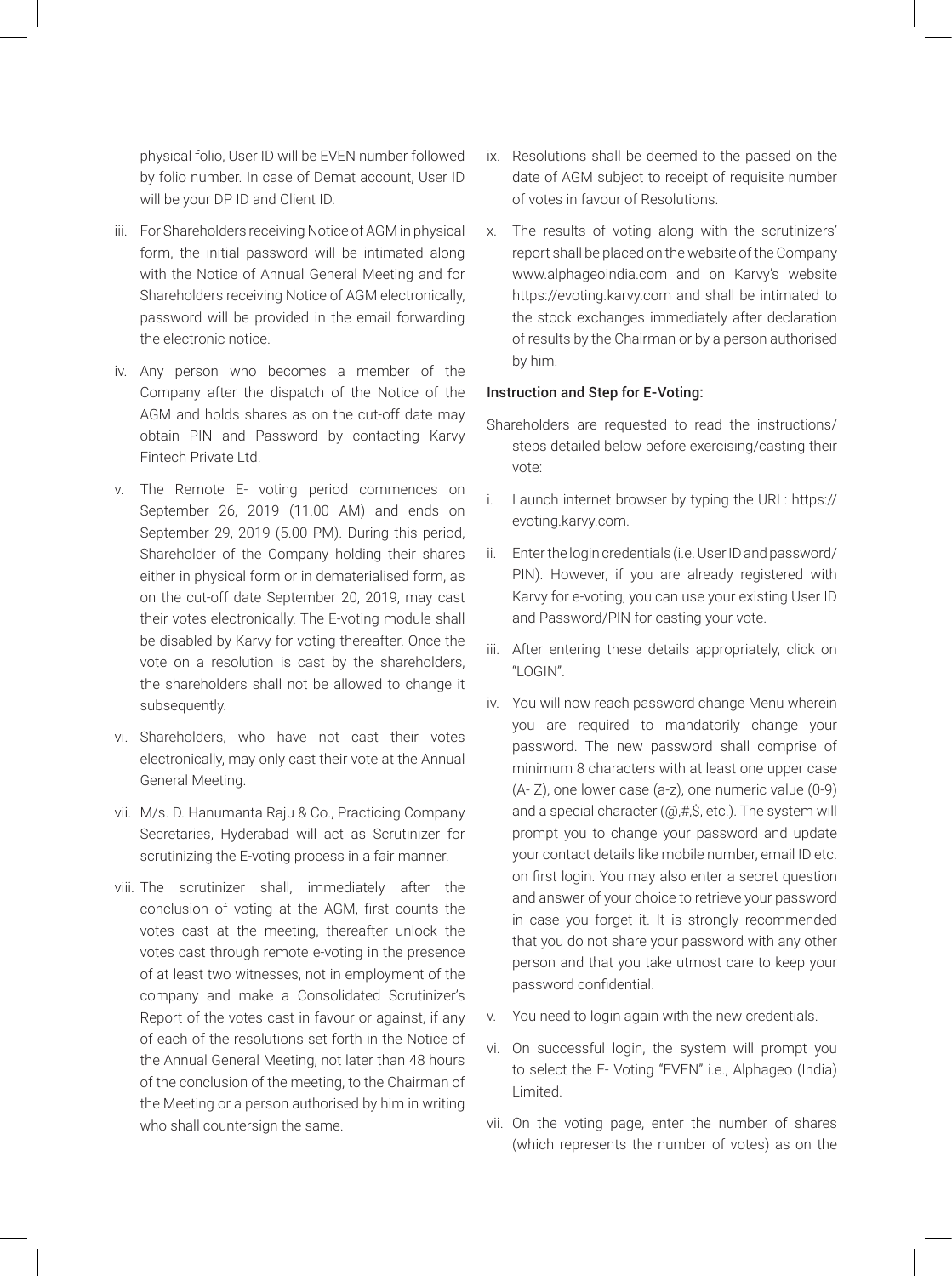physical folio, User ID will be EVEN number followed by folio number. In case of Demat account, User ID will be your DP ID and Client ID.

iii. For Shareholders receiving Notice of AGM in physical form, the initial password will be intimated along with the Notice of Annual General Meeting and for Shareholders receiving Notice of AGM electronically, password will be provided in the email forwarding the electronic notice.

iv. Any person who becomes a member of the Company after the dispatch of the Notice of the AGM and holds shares as on the cut-off date may obtain PIN and Password by contacting Karvy Fintech Private Ltd.

v. The Remote E- voting period commences on September 26, 2019 (11.00 AM) and ends on September 29, 2019 (5.00 PM). During this period, Shareholder of the Company holding their shares either in physical form or in dematerialised form, as on the cut-off date September 20, 2019, may cast their votes electronically. The E-voting module shall be disabled by Karvy for voting thereafter. Once the vote on a resolution is cast by the shareholders, the shareholders shall not be allowed to change it subsequently.

vi. Shareholders, who have not cast their votes electronically, may only cast their vote at the Annual General Meeting.

vii. M/s. D. Hanumanta Raju & Co., Practicing Company Secretaries, Hyderabad will act as Scrutinizer for scrutinizing the E-voting process in a fair manner.

viii. The scrutinizer shall, immediately after the conclusion of voting at the AGM, first counts the votes cast at the meeting, thereafter unlock the votes cast through remote e-voting in the presence of at least two witnesses, not in employment of the company and make a Consolidated Scrutinizer's Report of the votes cast in favour or against, if any of each of the resolutions set forth in the Notice of the Annual General Meeting, not later than 48 hours of the conclusion of the meeting, to the Chairman of the Meeting or a person authorised by him in writing who shall countersign the same.

ix. Resolutions shall be deemed to the passed on the date of AGM subject to receipt of requisite number of votes in favour of Resolutions.

x. The results of voting along with the scrutinizers' report shall be placed on the website of the Company www.alphageoindia.com and on Karvy's website https://evoting.karvy.com and shall be intimated to the stock exchanges immediately after declaration of results by the Chairman or by a person authorised by him.

**Instruction and Step for E-Voting:**

Shareholders are requested to read the instructions/ steps detailed below before exercising/casting their vote:

i. Launch internet browser by typing the URL: https://evoting.karvy.com.

ii. Enter the login credentials (i.e. User ID and password/ PIN). However, if you are already registered with Karvy for e-voting, you can use your existing User ID and Password/PIN for casting your vote.

iii. After entering these details appropriately, click on "LOGIN".

iv. You will now reach password change Menu wherein you are required to mandatorily change your password. The new password shall comprise of minimum 8 characters with at least one upper case (A- Z), one lower case (a-z), one numeric value (0-9) and a special character (@,#,$, etc.). The system will prompt you to change your password and update your contact details like mobile number, email ID etc. on first login. You may also enter a secret question and answer of your choice to retrieve your password in case you forget it. It is strongly recommended that you do not share your password with any other person and that you take utmost care to keep your password confidential.

v. You need to login again with the new credentials.

vi. On successful login, the system will prompt you to select the E- Voting "EVEN" i.e., Alphageo (India) Limited.

vii. On the voting page, enter the number of shares (which represents the number of votes) as on the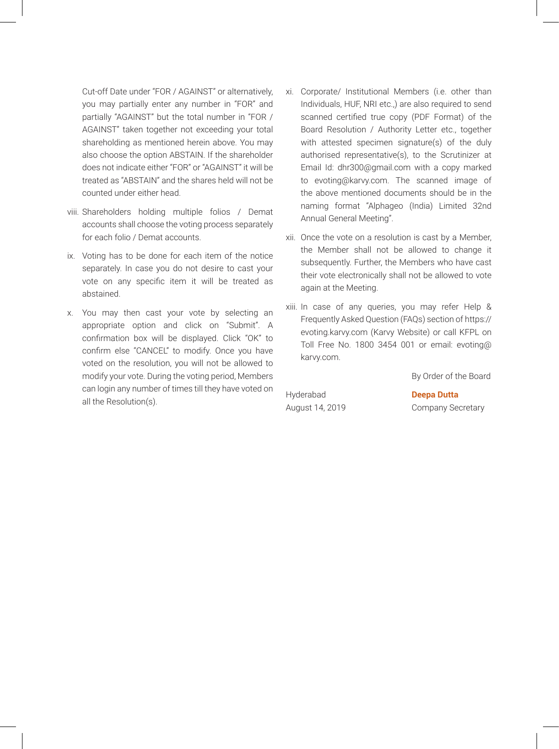Cut-off Date under "FOR / AGAINST" or alternatively, you may partially enter any number in "FOR" and partially "AGAINST" but the total number in "FOR / AGAINST" taken together not exceeding your total shareholding as mentioned herein above. You may also choose the option ABSTAIN. If the shareholder does not indicate either "FOR" or "AGAINST" it will be treated as "ABSTAIN" and the shares held will not be counted under either head.

viii. Shareholders holding multiple folios / Demat accounts shall choose the voting process separately for each folio / Demat accounts.

ix. Voting has to be done for each item of the notice separately. In case you do not desire to cast your vote on any specific item it will be treated as abstained.

x. You may then cast your vote by selecting an appropriate option and click on "Submit". A confirmation box will be displayed. Click "OK" to confirm else "CANCEL" to modify. Once you have voted on the resolution, you will not be allowed to modify your vote. During the voting period, Members can login any number of times till they have voted on all the Resolution(s).

xi. Corporate/ Institutional Members (i.e. other than Individuals, HUF, NRI etc.,) are also required to send scanned certified true copy (PDF Format) of the Board Resolution / Authority Letter etc., together with attested specimen signature(s) of the duly authorised representative(s), to the Scrutinizer at Email Id: dhr300@gmail.com with a copy marked to evoting@karvy.com. The scanned image of the above mentioned documents should be in the naming format "Alphageo (India) Limited 32nd Annual General Meeting".

xii. Once the vote on a resolution is cast by a Member, the Member shall not be allowed to change it subsequently. Further, the Members who have cast their vote electronically shall not be allowed to vote again at the Meeting.

xiii. In case of any queries, you may refer Help & Frequently Asked Question (FAQs) section of https://evoting.karvy.com (Karvy Website) or call KFPL on Toll Free No. 1800 3454 001 or email: evoting@karvy.com.

By Order of the Board

Hyderabad
August 14, 2019

**Deepa Dutta**
Company Secretary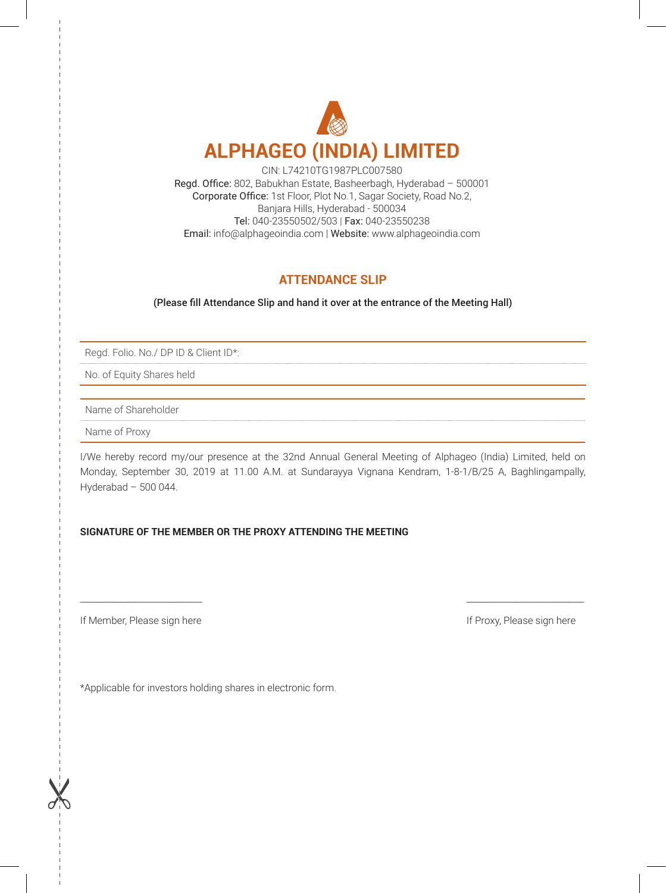# ALPHAGEO (INDIA) LIMITED

CIN: L74210TG1987PLC007580
Regd. Office: 802, Babukhan Estate, Basheerbagh, Hyderabad – 500001
Corporate Office: 1st Floor, Plot No.1, Sagar Society, Road No.2,
Banjara Hills, Hyderabad - 500034
Tel: 040-23550502/503 | Fax: 040-23550238
Email: info@alphageoindia.com | Website: www.alphageoindia.com

## ATTENDANCE SLIP

**(Please fill Attendance Slip and hand it over at the entrance of the Meeting Hall)**

| Regd. Folio. No./ DP ID & Client ID*: | |
|---|---|
| No. of Equity Shares held | |

| Name of Shareholder | |
|---|---|
| Name of Proxy | |

I/We hereby record my/our presence at the 32nd Annual General Meeting of Alphageo (India) Limited, held on Monday, September 30, 2019 at 11.00 A.M. at Sundarayya Vignana Kendram, 1-8-1/B/25 A, Baghlingampally, Hyderabad – 500 044.

**SIGNATURE OF THE MEMBER OR THE PROXY ATTENDING THE MEETING**

\_\_\_\_\_\_\_\_\_\_\_\_\_\_\_\_\_\_\_\_\_\_\_\_ &nbsp;&nbsp;&nbsp;&nbsp;&nbsp;&nbsp;&nbsp;&nbsp; \_\_\_\_\_\_\_\_\_\_\_\_\_\_\_\_\_\_\_\_\_\_\_\_

If Member, Please sign here &nbsp;&nbsp;&nbsp;&nbsp;&nbsp;&nbsp;&nbsp;&nbsp; If Proxy, Please sign here

*Applicable for investors holding shares in electronic form.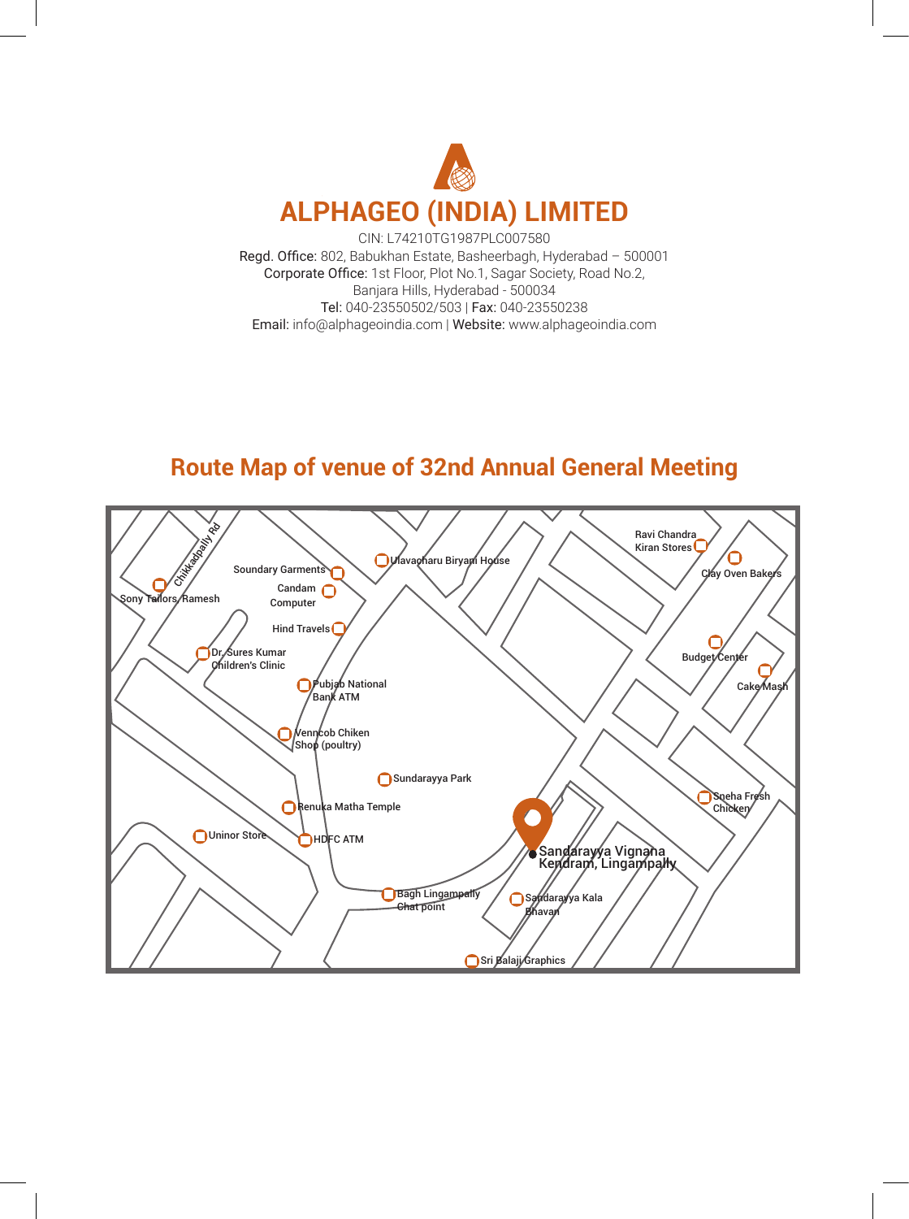# ALPHAGEO (INDIA) LIMITED

CIN: L74210TG1987PLC007580

Regd. Office: 802, Babukhan Estate, Basheerbagh, Hyderabad – 500001

Corporate Office: 1st Floor, Plot No.1, Sagar Society, Road No.2, Banjara Hills, Hyderabad - 500034

Tel: 040-23550502/503 | Fax: 040-23550238

Email: info@alphageoindia.com | Website: www.alphageoindia.com

## Route Map of venue of 32nd Annual General Meeting

Chikkadpally Rd

Sony Tailors, Ramesh

Soundary Garments

Candam Computer

Hind Travels

Dr. Sures Kumar Children's Clinic

Ulavacharu Biryani House

Ravi Chandra Kiran Stores

Clay Oven Bakers

Budget Center

Cake Mash

Pubjab National Bank ATM

Venncob Chiken Shop (poultry)

Sundarayya Park

Renuka Matha Temple

Uninor Store

HDFC ATM

Sneha Fresh Chicken

Sandarayya Vignana Kendram, Lingampally

Bagh Lingampally Chat point

Sandarayya Kala Bhavan

Sri Balaji Graphics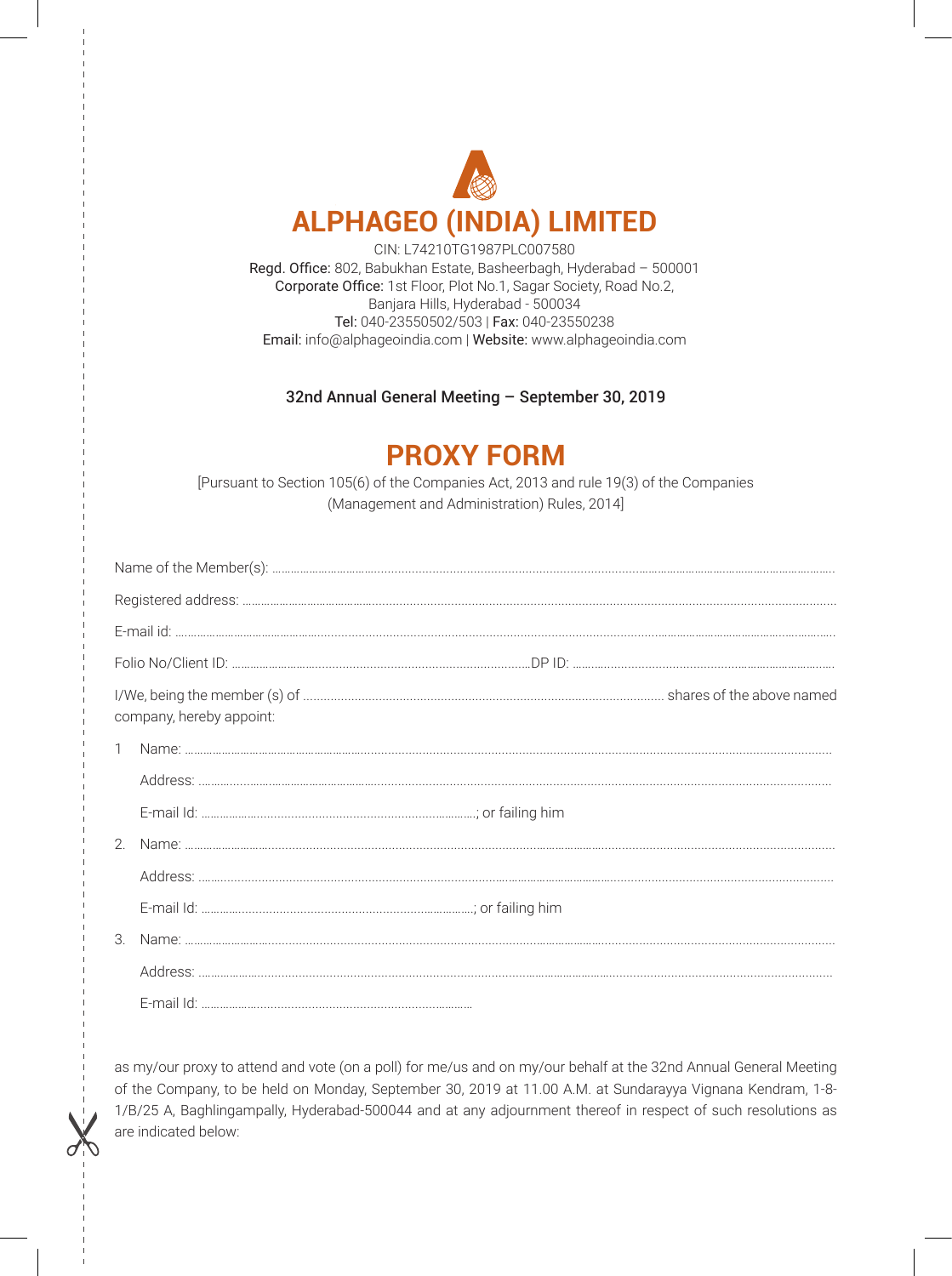# ALPHAGEO (INDIA) LIMITED

CIN: L74210TG1987PLC007580
Regd. Office: 802, Babukhan Estate, Basheerbagh, Hyderabad – 500001
Corporate Office: 1st Floor, Plot No.1, Sagar Society, Road No.2,
Banjara Hills, Hyderabad - 500034
Tel: 040-23550502/503 | Fax: 040-23550238
Email: info@alphageoindia.com | Website: www.alphageoindia.com

32nd Annual General Meeting – September 30, 2019

## PROXY FORM

[Pursuant to Section 105(6) of the Companies Act, 2013 and rule 19(3) of the Companies (Management and Administration) Rules, 2014]

Name of the Member(s): ..................................................................................................

Registered address: ..................................................................................................

E-mail id: ..................................................................................................

Folio No/Client ID: ..................................................DP ID: ..................................................

I/We, being the member (s) of .................................................. shares of the above named company, hereby appoint:

1 Name: ..................................................................................................

Address: ..................................................................................................

E-mail Id: ..................................................; or failing him

2. Name: ..................................................................................................

Address: ..................................................................................................

E-mail Id: ..................................................; or failing him

3. Name: ..................................................................................................

Address: ..................................................................................................

E-mail Id: ..................................................

as my/our proxy to attend and vote (on a poll) for me/us and on my/our behalf at the 32nd Annual General Meeting of the Company, to be held on Monday, September 30, 2019 at 11.00 A.M. at Sundarayya Vignana Kendram, 1-8-1/B/25 A, Baghlingampally, Hyderabad-500044 and at any adjournment thereof in respect of such resolutions as are indicated below: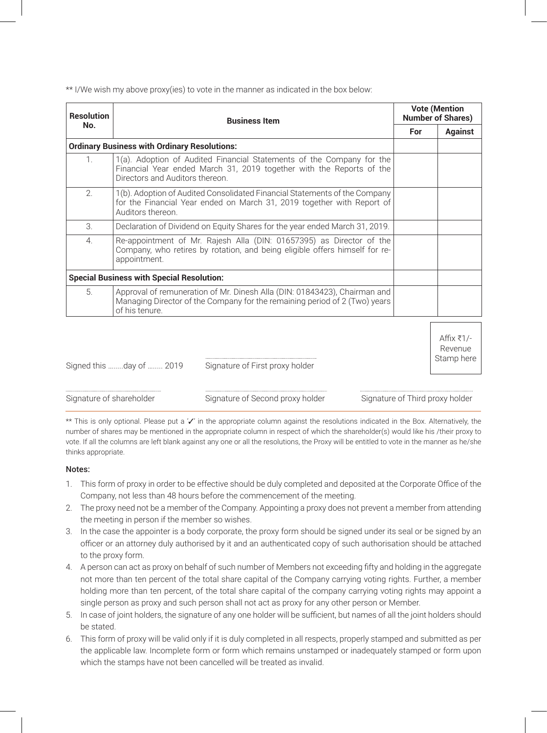** I/We wish my above proxy(ies) to vote in the manner as indicated in the box below:

| Resolution No. | Business Item | Vote (Mention Number of Shares) | |
|---|---|---|---|
| | | For | Against |
| **Ordinary Business with Ordinary Resolutions:** | | | |
| 1. | 1(a). Adoption of Audited Financial Statements of the Company for the Financial Year ended March 31, 2019 together with the Reports of the Directors and Auditors thereon. | | |
| 2. | 1(b). Adoption of Audited Consolidated Financial Statements of the Company for the Financial Year ended on March 31, 2019 together with Report of Auditors thereon. | | |
| 3. | Declaration of Dividend on Equity Shares for the year ended March 31, 2019. | | |
| 4. | Re-appointment of Mr. Rajesh Alla (DIN: 01657395) as Director of the Company, who retires by rotation, and being eligible offers himself for re-appointment. | | |
| **Special Business with Special Resolution:** | | | |
| 5. | Approval of remuneration of Mr. Dinesh Alla (DIN: 01843423), Chairman and Managing Director of the Company for the remaining period of 2 (Two) years of his tenure. | | |

Affix ₹1/- Revenue Stamp here

Signed this ........day of ........ 2019

Signature of First proxy holder

Signature of shareholder

Signature of Second proxy holder

Signature of Third proxy holder

** This is only optional. Please put a '✓' in the appropriate column against the resolutions indicated in the Box. Alternatively, the number of shares may be mentioned in the appropriate column in respect of which the shareholder(s) would like his /their proxy to vote. If all the columns are left blank against any one or all the resolutions, the Proxy will be entitled to vote in the manner as he/she thinks appropriate.

**Notes:**

1. This form of proxy in order to be effective should be duly completed and deposited at the Corporate Office of the Company, not less than 48 hours before the commencement of the meeting.
2. The proxy need not be a member of the Company. Appointing a proxy does not prevent a member from attending the meeting in person if the member so wishes.
3. In the case the appointer is a body corporate, the proxy form should be signed under its seal or be signed by an officer or an attorney duly authorised by it and an authenticated copy of such authorisation should be attached to the proxy form.
4. A person can act as proxy on behalf of such number of Members not exceeding fifty and holding in the aggregate not more than ten percent of the total share capital of the Company carrying voting rights. Further, a member holding more than ten percent, of the total share capital of the company carrying voting rights may appoint a single person as proxy and such person shall not act as proxy for any other person or Member.
5. In case of joint holders, the signature of any one holder will be sufficient, but names of all the joint holders should be stated.
6. This form of proxy will be valid only if it is duly completed in all respects, properly stamped and submitted as per the applicable law. Incomplete form or form which remains unstamped or inadequately stamped or form upon which the stamps have not been cancelled will be treated as invalid.